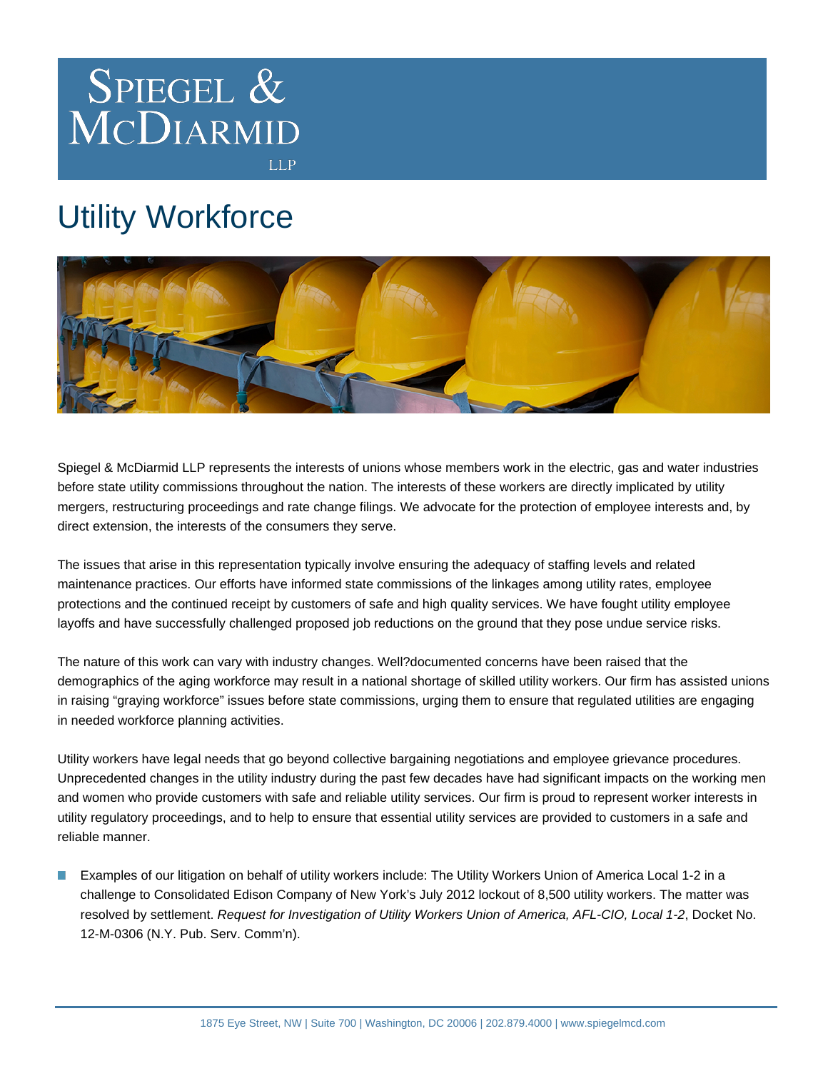# Spiegel & McDiarmid LLP

## Utility Workforce

Spiegel & McDiarmid LLP represents the interests of unions whose members work in the electric, gas and water industries before state utility commissions throughout the nation. The interests of these workers are directly implicated by utility mergers, restructuring proceedings and rate change filings. We advocate for the protection of employee interests and, by direct extension, the interests of the consumers they serve.

The issues that arise in this representation typically involve ensuring the adequacy of staffing levels and related maintenance practices. Our efforts have informed state commissions of the linkages among utility rates, employee protections and the continued receipt by customers of safe and high quality services. We have fought utility employee layoffs and have successfully challenged proposed job reductions on the ground that they pose undue service risks.

The nature of this work can vary with industry changes. Well?documented concerns have been raised that the demographics of the aging workforce may result in a national shortage of skilled utility workers. Our firm has assisted unions in raising "graying workforce" issues before state commissions, urging them to ensure that regulated utilities are engaging in needed workforce planning activities.

Utility workers have legal needs that go beyond collective bargaining negotiations and employee grievance procedures. Unprecedented changes in the utility industry during the past few decades have had significant impacts on the working men and women who provide customers with safe and reliable utility services. Our firm is proud to represent worker interests in utility regulatory proceedings, and to help to ensure that essential utility services are provided to customers in a safe and reliable manner.

- Examples of our litigation on behalf of utility workers include: The Utility Workers Union of America Local 1-2 in a challenge to Consolidated Edison Company of New York's July 2012 lockout of 8,500 utility workers. The matter was resolved by settlement. *Request for Investigation of Utility Workers Union of America, AFL-CIO, Local 1-2*, Docket No. 12-M-0306 (N.Y. Pub. Serv. Comm'n).

1875 Eye Street, NW | Suite 700 | Washington, DC 20006 | 202.879.4000 | www.spiegelmcd.com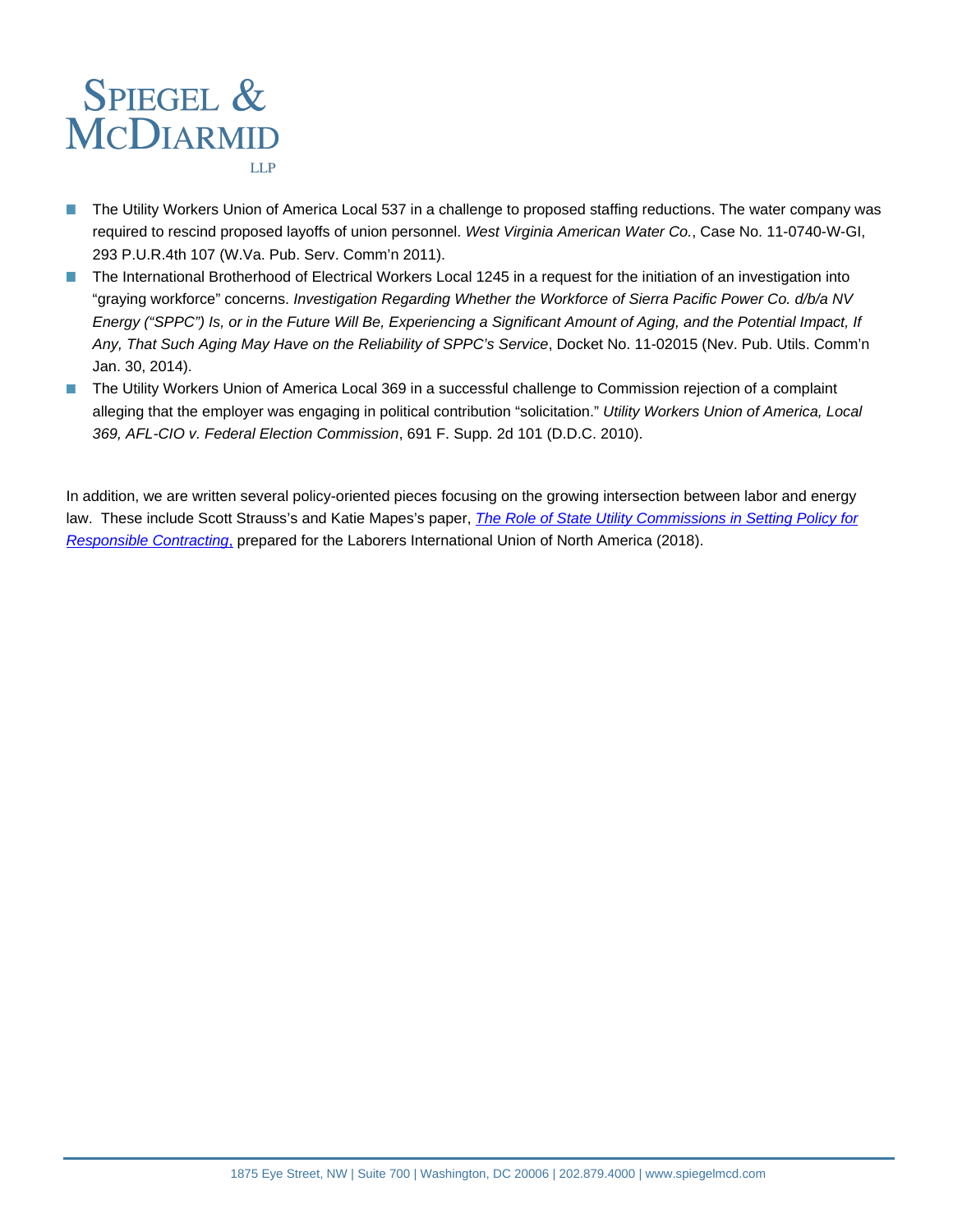- The Utility Workers Union of America Local 537 in a challenge to proposed staffing reductions. The water company was required to rescind proposed layoffs of union personnel. *West Virginia American Water Co.*, Case No. 11-0740-W-GI, 293 P.U.R.4th 107 (W.Va. Pub. Serv. Comm'n 2011).
- The International Brotherhood of Electrical Workers Local 1245 in a request for the initiation of an investigation into "graying workforce" concerns. *Investigation Regarding Whether the Workforce of Sierra Pacific Power Co. d/b/a NV Energy ("SPPC") Is, or in the Future Will Be, Experiencing a Significant Amount of Aging, and the Potential Impact, If Any, That Such Aging May Have on the Reliability of SPPC's Service*, Docket No. 11-02015 (Nev. Pub. Utils. Comm'n Jan. 30, 2014).
- The Utility Workers Union of America Local 369 in a successful challenge to Commission rejection of a complaint alleging that the employer was engaging in political contribution "solicitation." *Utility Workers Union of America, Local 369, AFL-CIO v. Federal Election Commission*, 691 F. Supp. 2d 101 (D.D.C. 2010).

In addition, we are written several policy-oriented pieces focusing on the growing intersection between labor and energy law. These include Scott Strauss's and Katie Mapes's paper, *The Role of State Utility Commissions in Setting Policy for Responsible Contracting*, prepared for the Laborers International Union of North America (2018).